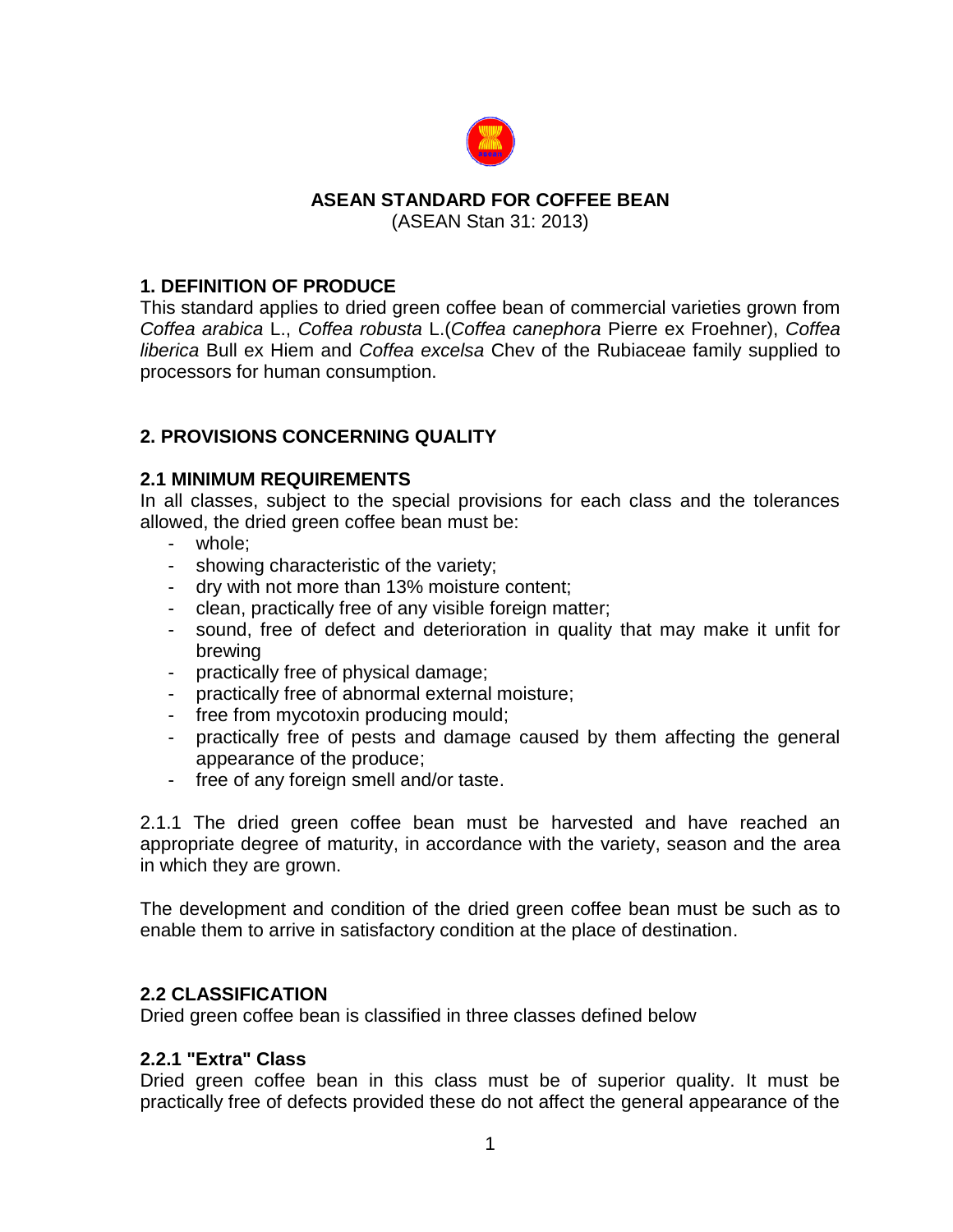# ASEAN STANDARD FOR COFFEE BEAN

(ASEAN Stan 31: 2013)

## 1. DEFINITION OF PRODUCE

This standard applies to dried green coffee bean of commercial varieties grown from *Coffea arabica* L., *Coffea robusta* L.(*Coffea canephora* Pierre ex Froehner), *Coffea liberica* Bull ex Hiem and *Coffea excelsa* Chev of the Rubiaceae family supplied to processors for human consumption.

## 2. PROVISIONS CONCERNING QUALITY

### 2.1 MINIMUM REQUIREMENTS

In all classes, subject to the special provisions for each class and the tolerances allowed, the dried green coffee bean must be:

- whole;
- showing characteristic of the variety;
- dry with not more than 13% moisture content;
- clean, practically free of any visible foreign matter;
- sound, free of defect and deterioration in quality that may make it unfit for brewing
- practically free of physical damage;
- practically free of abnormal external moisture;
- free from mycotoxin producing mould;
- practically free of pests and damage caused by them affecting the general appearance of the produce;
- free of any foreign smell and/or taste.

2.1.1 The dried green coffee bean must be harvested and have reached an appropriate degree of maturity, in accordance with the variety, season and the area in which they are grown.

The development and condition of the dried green coffee bean must be such as to enable them to arrive in satisfactory condition at the place of destination.

### 2.2 CLASSIFICATION

Dried green coffee bean is classified in three classes defined below

#### 2.2.1 "Extra" Class

Dried green coffee bean in this class must be of superior quality. It must be practically free of defects provided these do not affect the general appearance of the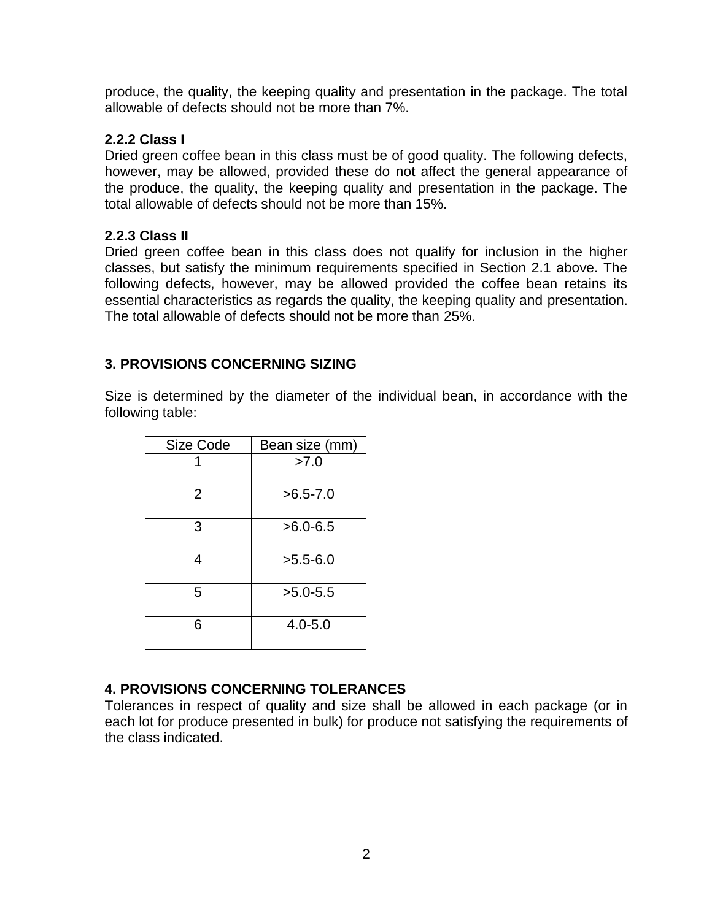produce, the quality, the keeping quality and presentation in the package. The total allowable of defects should not be more than 7%.

### 2.2.2 Class I

Dried green coffee bean in this class must be of good quality. The following defects, however, may be allowed, provided these do not affect the general appearance of the produce, the quality, the keeping quality and presentation in the package. The total allowable of defects should not be more than 15%.

### 2.2.3 Class II

Dried green coffee bean in this class does not qualify for inclusion in the higher classes, but satisfy the minimum requirements specified in Section 2.1 above. The following defects, however, may be allowed provided the coffee bean retains its essential characteristics as regards the quality, the keeping quality and presentation. The total allowable of defects should not be more than 25%.

## 3. PROVISIONS CONCERNING SIZING

Size is determined by the diameter of the individual bean, in accordance with the following table:

| Size Code | Bean size (mm) |
|---|---|
| 1 | >7.0 |
| 2 | >6.5-7.0 |
| 3 | >6.0-6.5 |
| 4 | >5.5-6.0 |
| 5 | >5.0-5.5 |
| 6 | 4.0-5.0 |

## 4. PROVISIONS CONCERNING TOLERANCES

Tolerances in respect of quality and size shall be allowed in each package (or in each lot for produce presented in bulk) for produce not satisfying the requirements of the class indicated.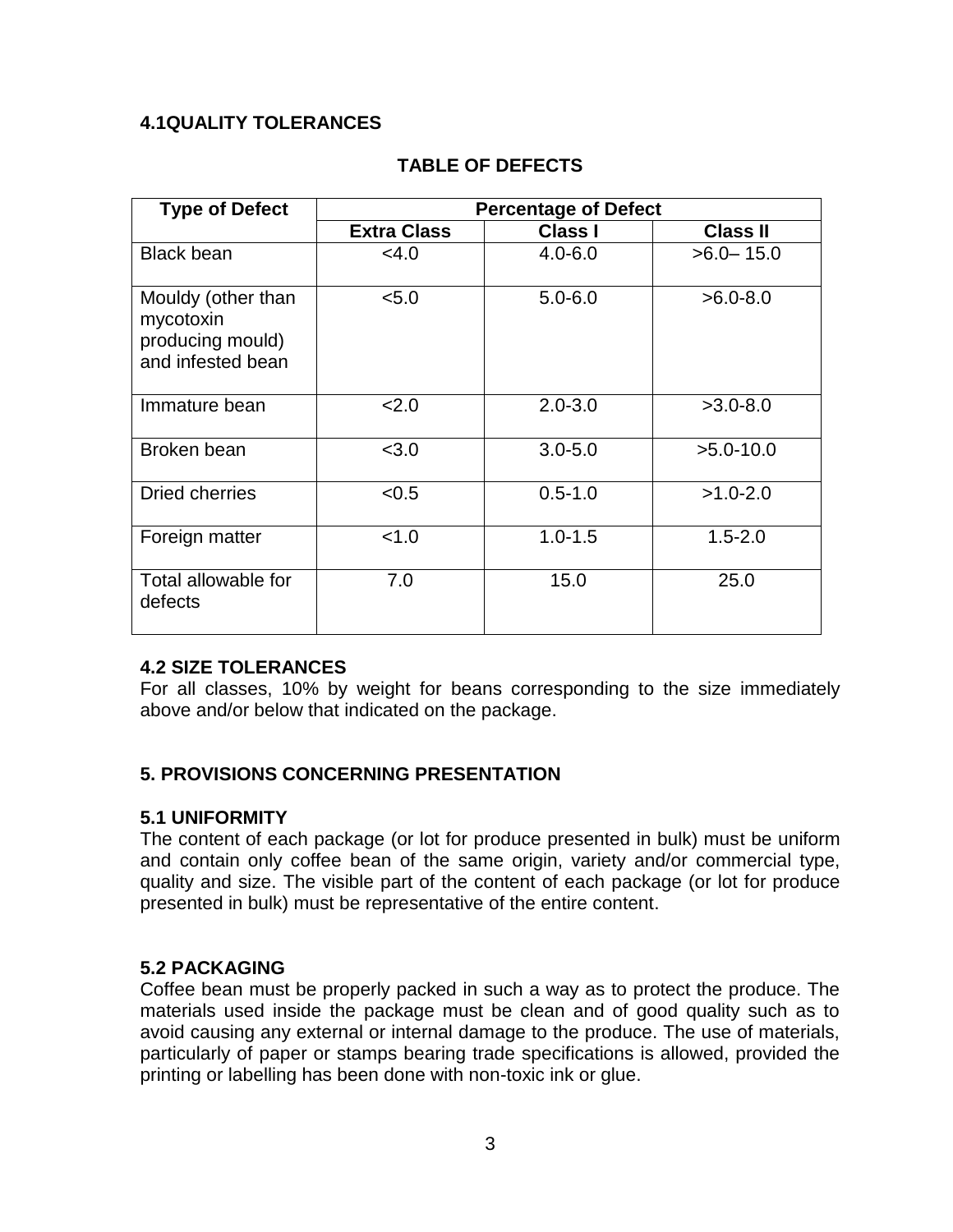### 4.1QUALITY TOLERANCES

**TABLE OF DEFECTS**

| Type of Defect | Percentage of Defect | | |
|---|---|---|---|
| | **Extra Class** | **Class I** | **Class II** |
| Black bean | <4.0 | 4.0-6.0 | >6.0– 15.0 |
| Mouldy (other than mycotoxin producing mould) and infested bean | <5.0 | 5.0-6.0 | >6.0-8.0 |
| Immature bean | <2.0 | 2.0-3.0 | >3.0-8.0 |
| Broken bean | <3.0 | 3.0-5.0 | >5.0-10.0 |
| Dried cherries | <0.5 | 0.5-1.0 | >1.0-2.0 |
| Foreign matter | <1.0 | 1.0-1.5 | 1.5-2.0 |
| Total allowable for defects | 7.0 | 15.0 | 25.0 |

### 4.2 SIZE TOLERANCES

For all classes, 10% by weight for beans corresponding to the size immediately above and/or below that indicated on the package.

## 5. PROVISIONS CONCERNING PRESENTATION

### 5.1 UNIFORMITY

The content of each package (or lot for produce presented in bulk) must be uniform and contain only coffee bean of the same origin, variety and/or commercial type, quality and size. The visible part of the content of each package (or lot for produce presented in bulk) must be representative of the entire content.

### 5.2 PACKAGING

Coffee bean must be properly packed in such a way as to protect the produce. The materials used inside the package must be clean and of good quality such as to avoid causing any external or internal damage to the produce. The use of materials, particularly of paper or stamps bearing trade specifications is allowed, provided the printing or labelling has been done with non-toxic ink or glue.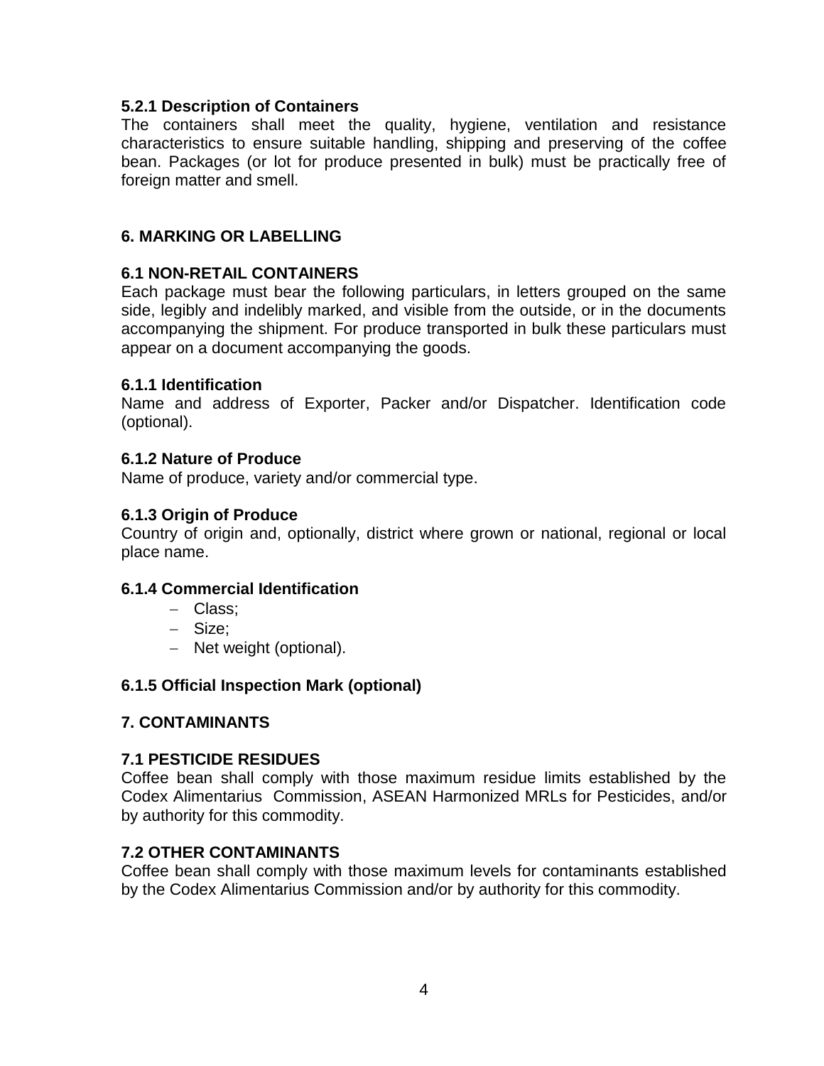#### 5.2.1 Description of Containers

The containers shall meet the quality, hygiene, ventilation and resistance characteristics to ensure suitable handling, shipping and preserving of the coffee bean. Packages (or lot for produce presented in bulk) must be practically free of foreign matter and smell.

## 6. MARKING OR LABELLING

### 6.1 NON-RETAIL CONTAINERS

Each package must bear the following particulars, in letters grouped on the same side, legibly and indelibly marked, and visible from the outside, or in the documents accompanying the shipment. For produce transported in bulk these particulars must appear on a document accompanying the goods.

#### 6.1.1 Identification

Name and address of Exporter, Packer and/or Dispatcher. Identification code (optional).

#### 6.1.2 Nature of Produce

Name of produce, variety and/or commercial type.

#### 6.1.3 Origin of Produce

Country of origin and, optionally, district where grown or national, regional or local place name.

#### 6.1.4 Commercial Identification

- Class;
- Size;
- Net weight (optional).

#### 6.1.5 Official Inspection Mark (optional)

## 7. CONTAMINANTS

### 7.1 PESTICIDE RESIDUES

Coffee bean shall comply with those maximum residue limits established by the Codex Alimentarius Commission, ASEAN Harmonized MRLs for Pesticides, and/or by authority for this commodity.

### 7.2 OTHER CONTAMINANTS

Coffee bean shall comply with those maximum levels for contaminants established by the Codex Alimentarius Commission and/or by authority for this commodity.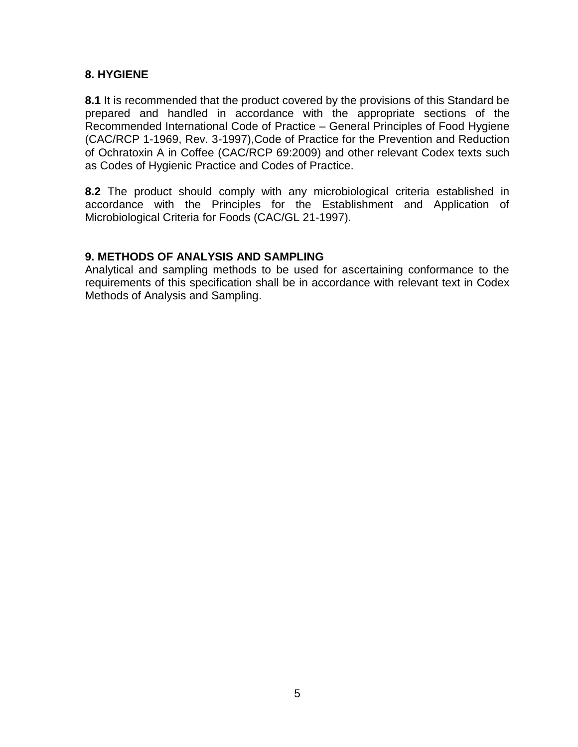## 8. HYGIENE

**8.1** It is recommended that the product covered by the provisions of this Standard be prepared and handled in accordance with the appropriate sections of the Recommended International Code of Practice – General Principles of Food Hygiene (CAC/RCP 1-1969, Rev. 3-1997),Code of Practice for the Prevention and Reduction of Ochratoxin A in Coffee (CAC/RCP 69:2009) and other relevant Codex texts such as Codes of Hygienic Practice and Codes of Practice.

**8.2** The product should comply with any microbiological criteria established in accordance with the Principles for the Establishment and Application of Microbiological Criteria for Foods (CAC/GL 21-1997).

## 9. METHODS OF ANALYSIS AND SAMPLING

Analytical and sampling methods to be used for ascertaining conformance to the requirements of this specification shall be in accordance with relevant text in Codex Methods of Analysis and Sampling.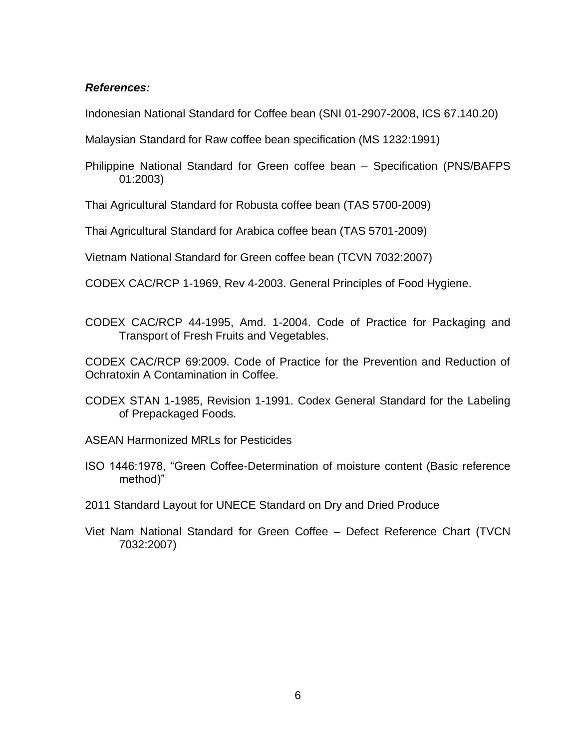***References:***

Indonesian National Standard for Coffee bean (SNI 01-2907-2008, ICS 67.140.20)

Malaysian Standard for Raw coffee bean specification (MS 1232:1991)

Philippine National Standard for Green coffee bean – Specification (PNS/BAFPS 01:2003)

Thai Agricultural Standard for Robusta coffee bean (TAS 5700-2009)

Thai Agricultural Standard for Arabica coffee bean (TAS 5701-2009)

Vietnam National Standard for Green coffee bean (TCVN 7032:2007)

CODEX CAC/RCP 1-1969, Rev 4-2003. General Principles of Food Hygiene.

CODEX CAC/RCP 44-1995, Amd. 1-2004. Code of Practice for Packaging and Transport of Fresh Fruits and Vegetables.

CODEX CAC/RCP 69:2009. Code of Practice for the Prevention and Reduction of Ochratoxin A Contamination in Coffee.

CODEX STAN 1-1985, Revision 1-1991. Codex General Standard for the Labeling of Prepackaged Foods.

ASEAN Harmonized MRLs for Pesticides

ISO 1446:1978, "Green Coffee-Determination of moisture content (Basic reference method)"

2011 Standard Layout for UNECE Standard on Dry and Dried Produce

Viet Nam National Standard for Green Coffee – Defect Reference Chart (TVCN 7032:2007)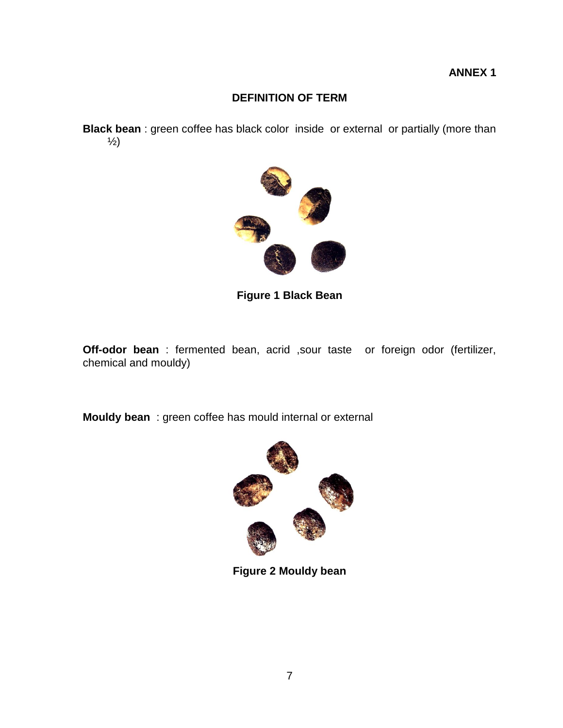**ANNEX 1**

## DEFINITION OF TERM

**Black bean** : green coffee has black color inside or external or partially (more than ½)

**Figure 1 Black Bean**

**Off-odor bean** : fermented bean, acrid ,sour taste or foreign odor (fertilizer, chemical and mouldy)

**Mouldy bean** : green coffee has mould internal or external

**Figure 2 Mouldy bean**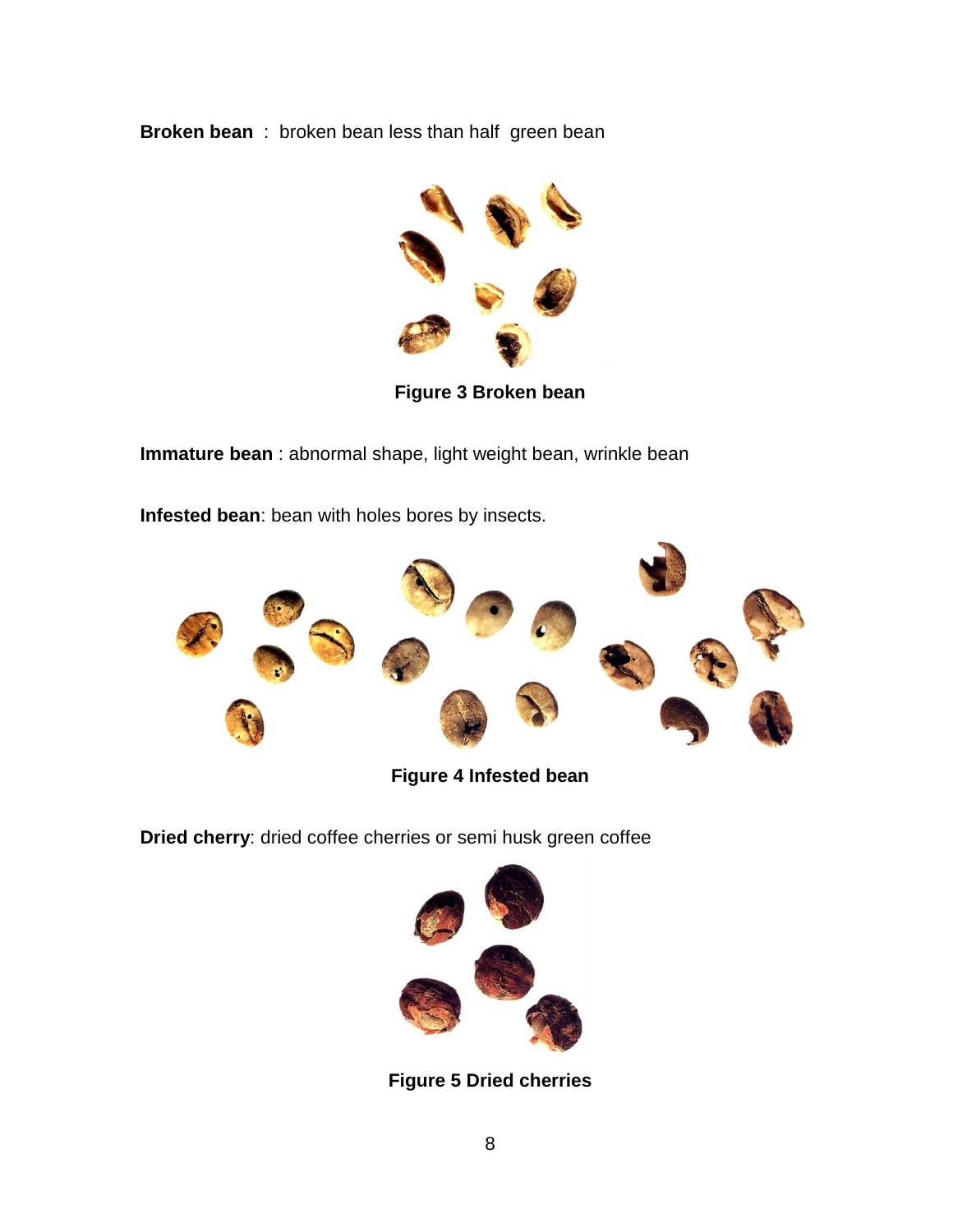**Broken bean** : broken bean less than half green bean

**Figure 3 Broken bean**

**Immature bean** : abnormal shape, light weight bean, wrinkle bean

**Infested bean**: bean with holes bores by insects.

**Figure 4 Infested bean**

**Dried cherry**: dried coffee cherries or semi husk green coffee

**Figure 5 Dried cherries**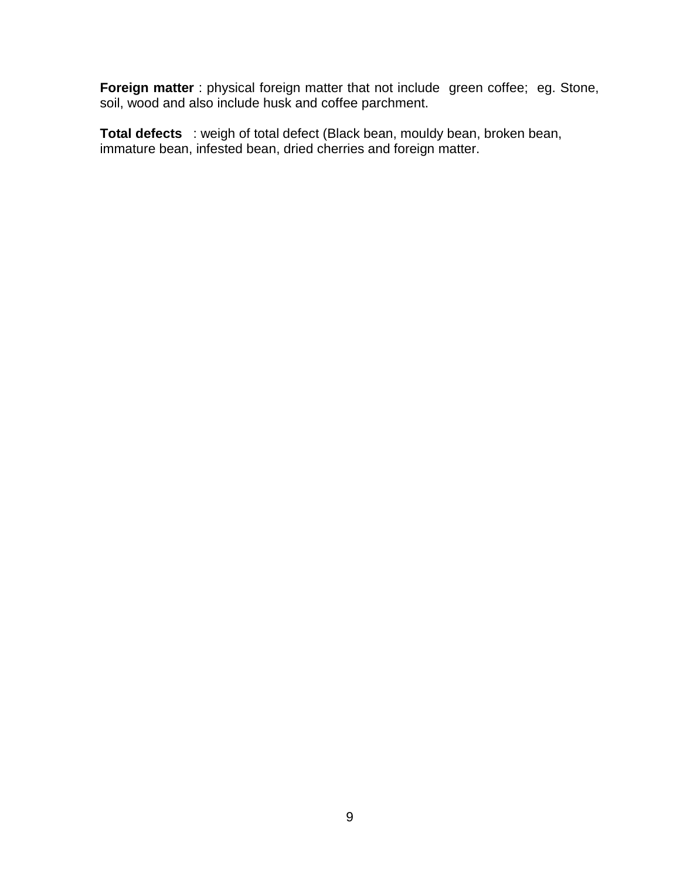**Foreign matter** : physical foreign matter that not include green coffee; eg. Stone, soil, wood and also include husk and coffee parchment.

**Total defects** : weigh of total defect (Black bean, mouldy bean, broken bean, immature bean, infested bean, dried cherries and foreign matter.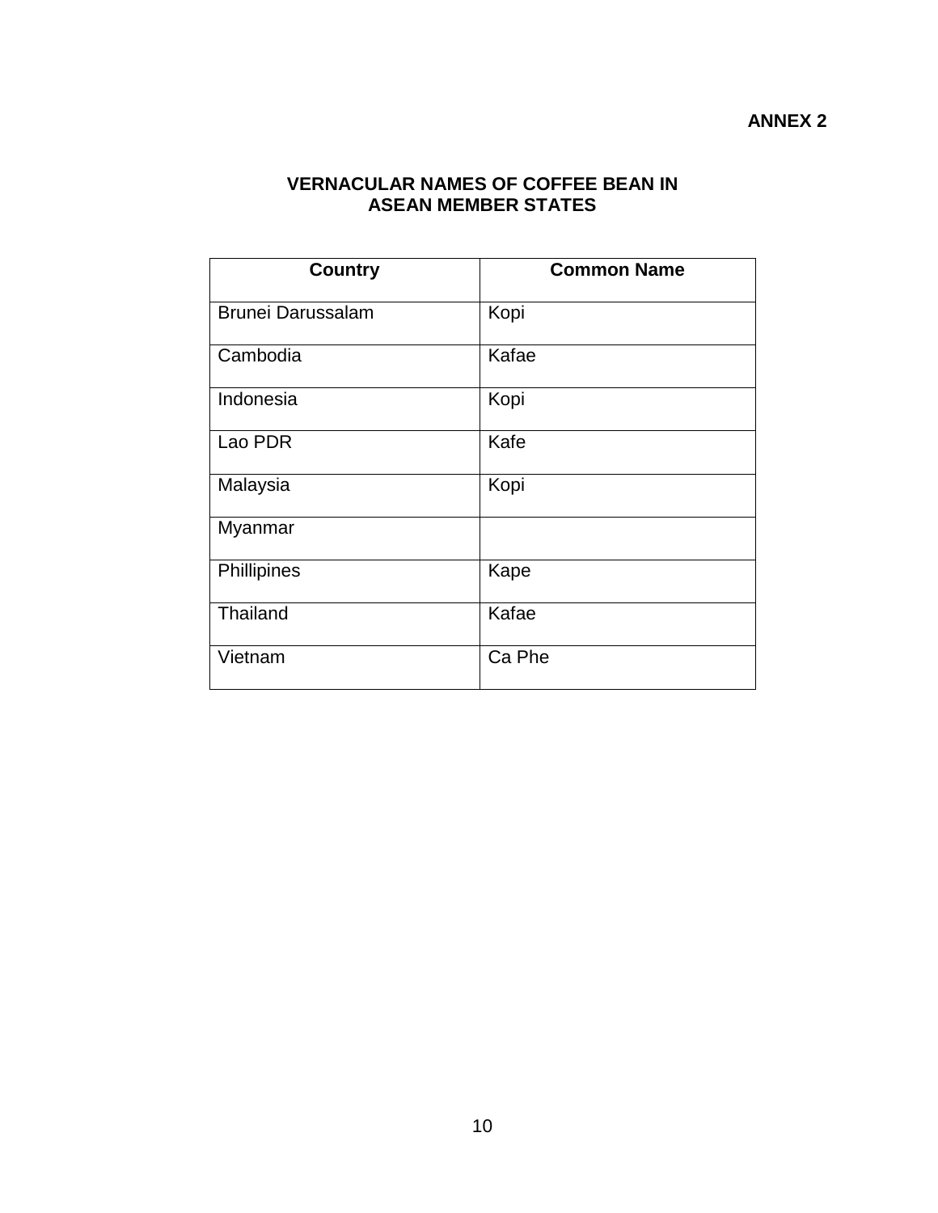**ANNEX 2**

## VERNACULAR NAMES OF COFFEE BEAN IN ASEAN MEMBER STATES

| Country | Common Name |
| --- | --- |
| Brunei Darussalam | Kopi |
| Cambodia | Kafae |
| Indonesia | Kopi |
| Lao PDR | Kafe |
| Malaysia | Kopi |
| Myanmar | |
| Phillipines | Kape |
| Thailand | Kafae |
| Vietnam | Ca Phe |